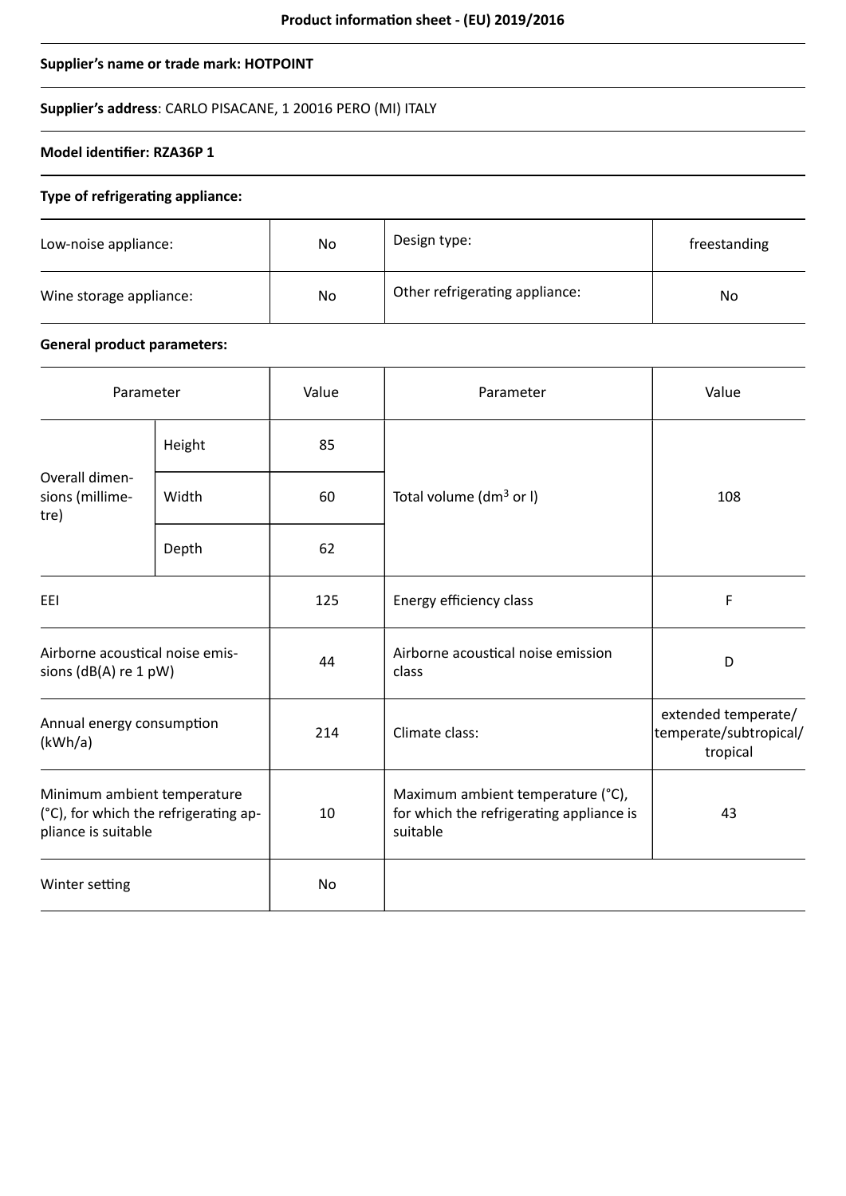**Product information sheet - (EU) 2019/2016**

**Supplier's name or trade mark: HOTPOINT**

**Supplier's address**: CARLO PISACANE, 1 20016 PERO (MI) ITALY

**Model identifier: RZA36P 1**

**Type of refrigerating appliance:**

| | | | |
|---|---|---|---|
| Low-noise appliance: | No | Design type: | freestanding |
| Wine storage appliance: | No | Other refrigerating appliance: | No |

**General product parameters:**

| Parameter | | Value | Parameter | Value |
|---|---|---|---|---|
| Overall dimensions (millimetre) | Height | 85 | Total volume (dm$^3$ or l) | 108 |
| | Width | 60 | | |
| | Depth | 62 | | |
| EEI | | 125 | Energy efficiency class | F |
| Airborne acoustical noise emissions (dB(A) re 1 pW) | | 44 | Airborne acoustical noise emission class | D |
| Annual energy consumption (kWh/a) | | 214 | Climate class: | extended temperate/ temperate/subtropical/ tropical |
| Minimum ambient temperature (°C), for which the refrigerating appliance is suitable | | 10 | Maximum ambient temperature (°C), for which the refrigerating appliance is suitable | 43 |
| Winter setting | | No | | |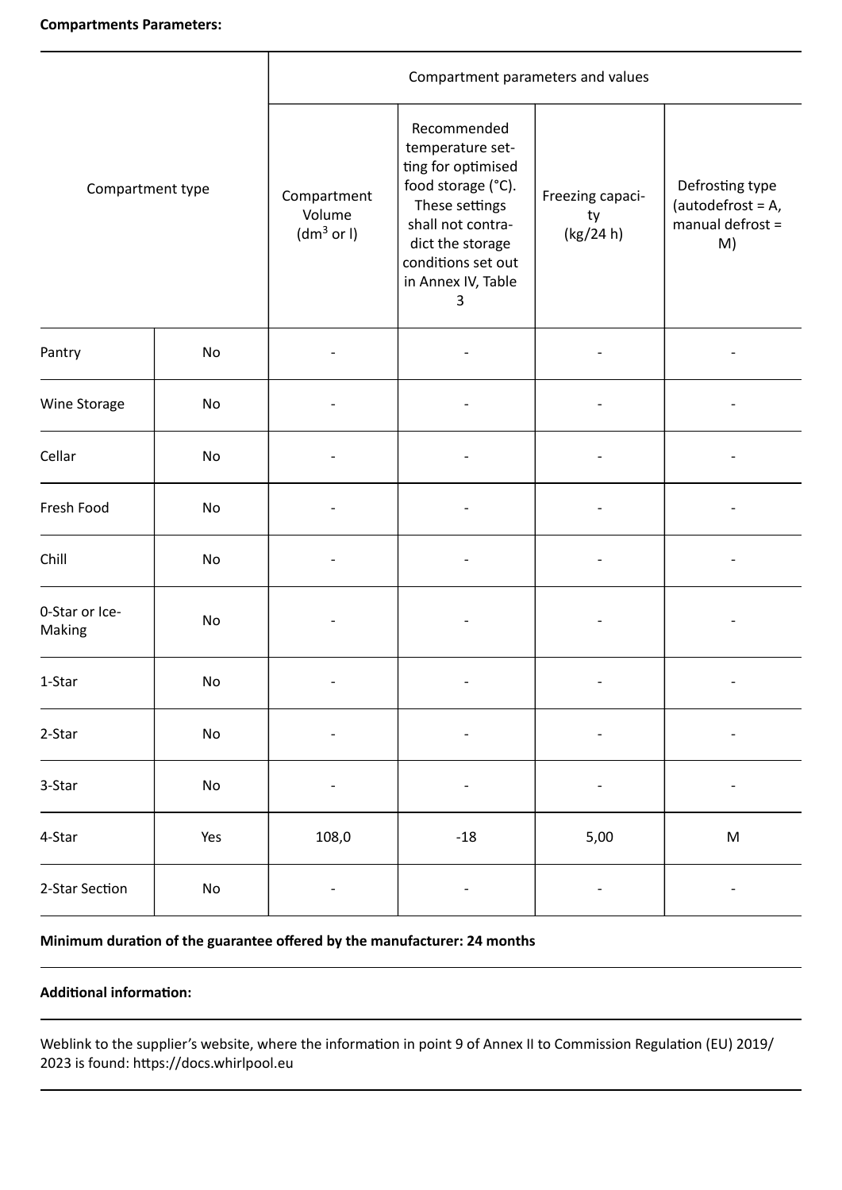**Compartments Parameters:**

| Compartment type | | Compartment parameters and values | | | |
|---|---|---|---|---|---|
| | | Compartment Volume ($dm^3$ or l) | Recommended temperature setting for optimised food storage (°C). These settings shall not contradict the storage conditions set out in Annex IV, Table 3 | Freezing capacity (kg/24 h) | Defrosting type (autodefrost = A, manual defrost = M) |
| Pantry | No | - | - | - | - |
| Wine Storage | No | - | - | - | - |
| Cellar | No | - | - | - | - |
| Fresh Food | No | - | - | - | - |
| Chill | No | - | - | - | - |
| 0-Star or Ice-Making | No | - | - | - | - |
| 1-Star | No | - | - | - | - |
| 2-Star | No | - | - | - | - |
| 3-Star | No | - | - | - | - |
| 4-Star | Yes | 108,0 | -18 | 5,00 | M |
| 2-Star Section | No | - | - | - | - |

**Minimum duration of the guarantee offered by the manufacturer: 24 months**

**Additional information:**

Weblink to the supplier's website, where the information in point 9 of Annex II to Commission Regulation (EU) 2019/2023 is found: https://docs.whirlpool.eu